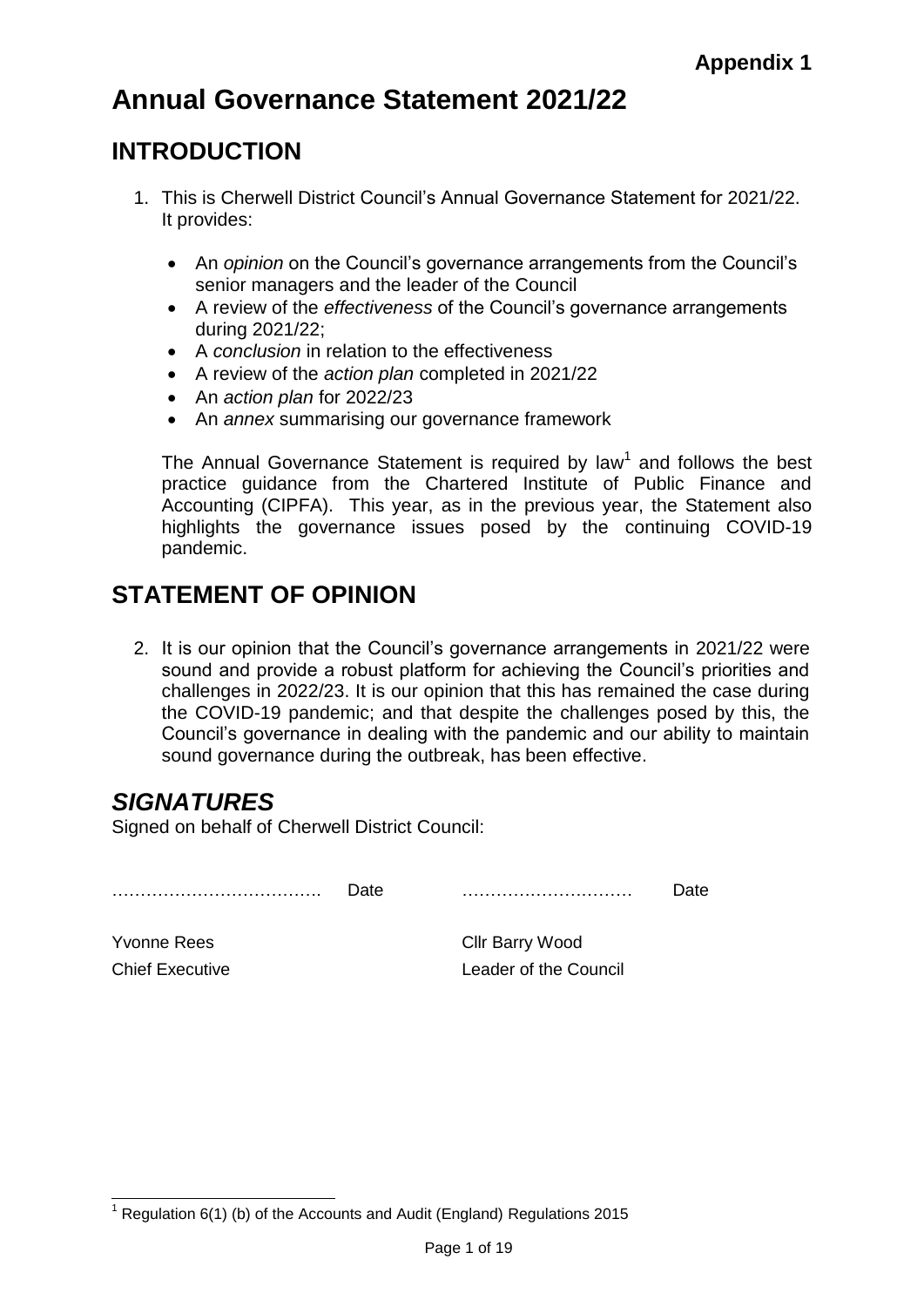**Appendix 1**

# Annual Governance Statement 2021/22

## INTRODUCTION

1. This is Cherwell District Council's Annual Governance Statement for 2021/22. It provides:

   - An *opinion* on the Council's governance arrangements from the Council's senior managers and the leader of the Council
   - A review of the *effectiveness* of the Council's governance arrangements during 2021/22;
   - A *conclusion* in relation to the effectiveness
   - A review of the *action plan* completed in 2021/22
   - An *action plan* for 2022/23
   - An *annex* summarising our governance framework

   The Annual Governance Statement is required by law[1] and follows the best practice guidance from the Chartered Institute of Public Finance and Accounting (CIPFA). This year, as in the previous year, the Statement also highlights the governance issues posed by the continuing COVID-19 pandemic.

## STATEMENT OF OPINION

2. It is our opinion that the Council's governance arrangements in 2021/22 were sound and provide a robust platform for achieving the Council's priorities and challenges in 2022/23. It is our opinion that this has remained the case during the COVID-19 pandemic; and that despite the challenges posed by this, the Council's governance in dealing with the pandemic and our ability to maintain sound governance during the outbreak, has been effective.

## *SIGNATURES*

Signed on behalf of Cherwell District Council:

| | | | |
|---|---|---|---|
| ………………………………. | Date | ………………………… | Date |
| Yvonne Rees | | Cllr Barry Wood | |
| Chief Executive | | Leader of the Council | |

[1] Regulation 6(1) (b) of the Accounts and Audit (England) Regulations 2015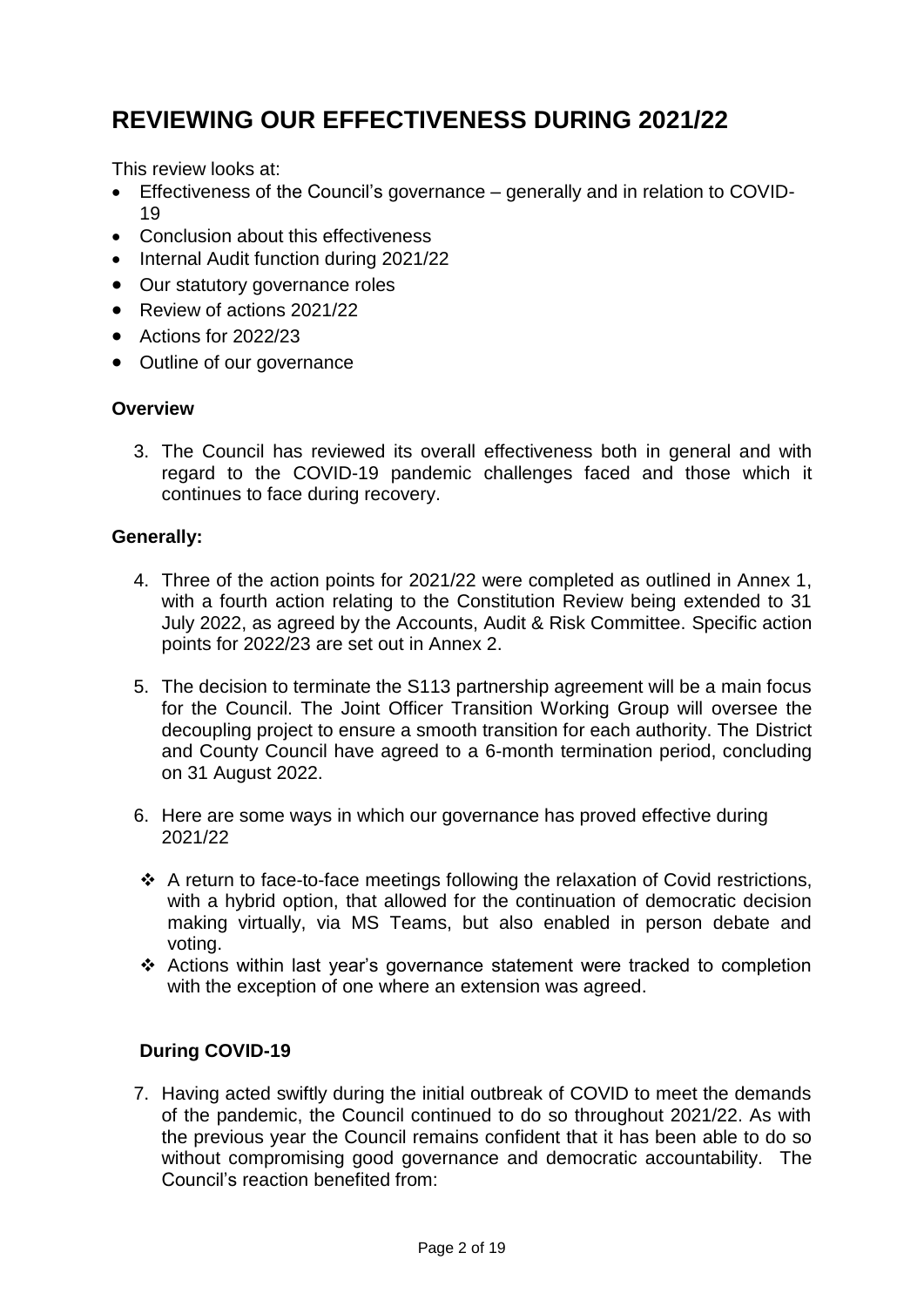# REVIEWING OUR EFFECTIVENESS DURING 2021/22

This review looks at:

- Effectiveness of the Council's governance – generally and in relation to COVID-19
- Conclusion about this effectiveness
- Internal Audit function during 2021/22
- Our statutory governance roles
- Review of actions 2021/22
- Actions for 2022/23
- Outline of our governance

**Overview**

3. The Council has reviewed its overall effectiveness both in general and with regard to the COVID-19 pandemic challenges faced and those which it continues to face during recovery.

**Generally:**

4. Three of the action points for 2021/22 were completed as outlined in Annex 1, with a fourth action relating to the Constitution Review being extended to 31 July 2022, as agreed by the Accounts, Audit & Risk Committee. Specific action points for 2022/23 are set out in Annex 2.

5. The decision to terminate the S113 partnership agreement will be a main focus for the Council. The Joint Officer Transition Working Group will oversee the decoupling project to ensure a smooth transition for each authority. The District and County Council have agreed to a 6-month termination period, concluding on 31 August 2022.

6. Here are some ways in which our governance has proved effective during 2021/22

- A return to face-to-face meetings following the relaxation of Covid restrictions, with a hybrid option, that allowed for the continuation of democratic decision making virtually, via MS Teams, but also enabled in person debate and voting.
- Actions within last year's governance statement were tracked to completion with the exception of one where an extension was agreed.

**During COVID-19**

7. Having acted swiftly during the initial outbreak of COVID to meet the demands of the pandemic, the Council continued to do so throughout 2021/22. As with the previous year the Council remains confident that it has been able to do so without compromising good governance and democratic accountability. The Council's reaction benefited from: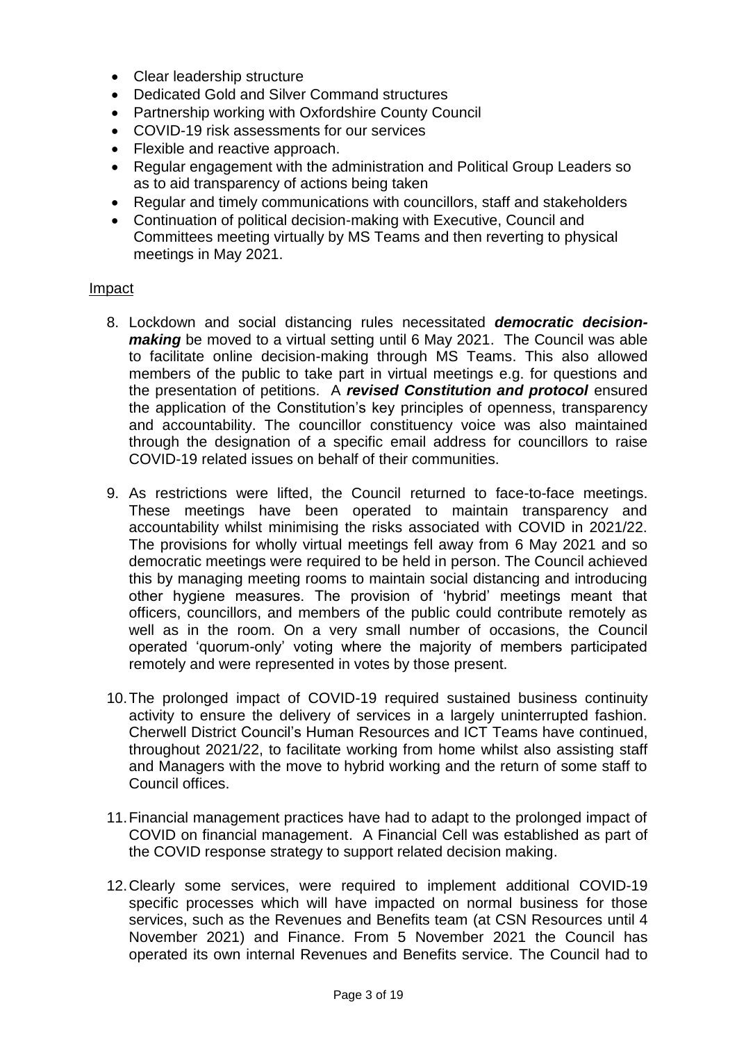- Clear leadership structure
- Dedicated Gold and Silver Command structures
- Partnership working with Oxfordshire County Council
- COVID-19 risk assessments for our services
- Flexible and reactive approach.
- Regular engagement with the administration and Political Group Leaders so as to aid transparency of actions being taken
- Regular and timely communications with councillors, staff and stakeholders
- Continuation of political decision-making with Executive, Council and Committees meeting virtually by MS Teams and then reverting to physical meetings in May 2021.

<u>Impact</u>

8. Lockdown and social distancing rules necessitated ***democratic decision-making*** be moved to a virtual setting until 6 May 2021. The Council was able to facilitate online decision-making through MS Teams. This also allowed members of the public to take part in virtual meetings e.g. for questions and the presentation of petitions. A ***revised Constitution and protocol*** ensured the application of the Constitution's key principles of openness, transparency and accountability. The councillor constituency voice was also maintained through the designation of a specific email address for councillors to raise COVID-19 related issues on behalf of their communities.

9. As restrictions were lifted, the Council returned to face-to-face meetings. These meetings have been operated to maintain transparency and accountability whilst minimising the risks associated with COVID in 2021/22. The provisions for wholly virtual meetings fell away from 6 May 2021 and so democratic meetings were required to be held in person. The Council achieved this by managing meeting rooms to maintain social distancing and introducing other hygiene measures. The provision of 'hybrid' meetings meant that officers, councillors, and members of the public could contribute remotely as well as in the room. On a very small number of occasions, the Council operated 'quorum-only' voting where the majority of members participated remotely and were represented in votes by those present.

10. The prolonged impact of COVID-19 required sustained business continuity activity to ensure the delivery of services in a largely uninterrupted fashion. Cherwell District Council's Human Resources and ICT Teams have continued, throughout 2021/22, to facilitate working from home whilst also assisting staff and Managers with the move to hybrid working and the return of some staff to Council offices.

11. Financial management practices have had to adapt to the prolonged impact of COVID on financial management. A Financial Cell was established as part of the COVID response strategy to support related decision making.

12. Clearly some services, were required to implement additional COVID-19 specific processes which will have impacted on normal business for those services, such as the Revenues and Benefits team (at CSN Resources until 4 November 2021) and Finance. From 5 November 2021 the Council has operated its own internal Revenues and Benefits service. The Council had to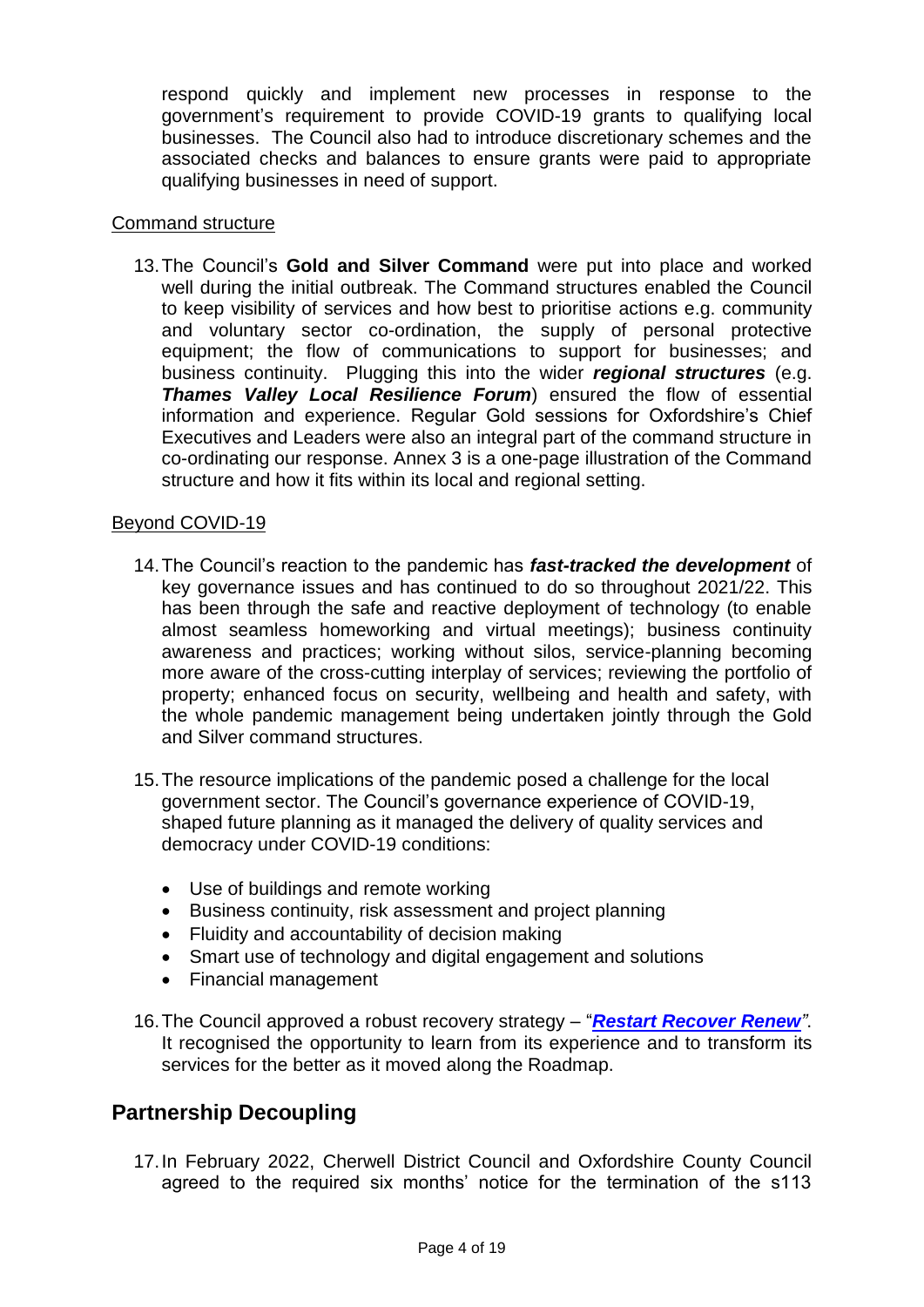respond quickly and implement new processes in response to the government's requirement to provide COVID-19 grants to qualifying local businesses. The Council also had to introduce discretionary schemes and the associated checks and balances to ensure grants were paid to appropriate qualifying businesses in need of support.

Command structure

13. The Council's **Gold and Silver Command** were put into place and worked well during the initial outbreak. The Command structures enabled the Council to keep visibility of services and how best to prioritise actions e.g. community and voluntary sector co-ordination, the supply of personal protective equipment; the flow of communications to support for businesses; and business continuity. Plugging this into the wider ***regional structures*** (e.g. ***Thames Valley Local Resilience Forum***) ensured the flow of essential information and experience. Regular Gold sessions for Oxfordshire's Chief Executives and Leaders were also an integral part of the command structure in co-ordinating our response. Annex 3 is a one-page illustration of the Command structure and how it fits within its local and regional setting.

Beyond COVID-19

14. The Council's reaction to the pandemic has ***fast-tracked the development*** of key governance issues and has continued to do so throughout 2021/22. This has been through the safe and reactive deployment of technology (to enable almost seamless homeworking and virtual meetings); business continuity awareness and practices; working without silos, service-planning becoming more aware of the cross-cutting interplay of services; reviewing the portfolio of property; enhanced focus on security, wellbeing and health and safety, with the whole pandemic management being undertaken jointly through the Gold and Silver command structures.

15. The resource implications of the pandemic posed a challenge for the local government sector. The Council's governance experience of COVID-19, shaped future planning as it managed the delivery of quality services and democracy under COVID-19 conditions:

    - Use of buildings and remote working
    - Business continuity, risk assessment and project planning
    - Fluidity and accountability of decision making
    - Smart use of technology and digital engagement and solutions
    - Financial management

16. The Council approved a robust recovery strategy – "***Restart Recover Renew***". It recognised the opportunity to learn from its experience and to transform its services for the better as it moved along the Roadmap.

## Partnership Decoupling

17. In February 2022, Cherwell District Council and Oxfordshire County Council agreed to the required six months' notice for the termination of the s113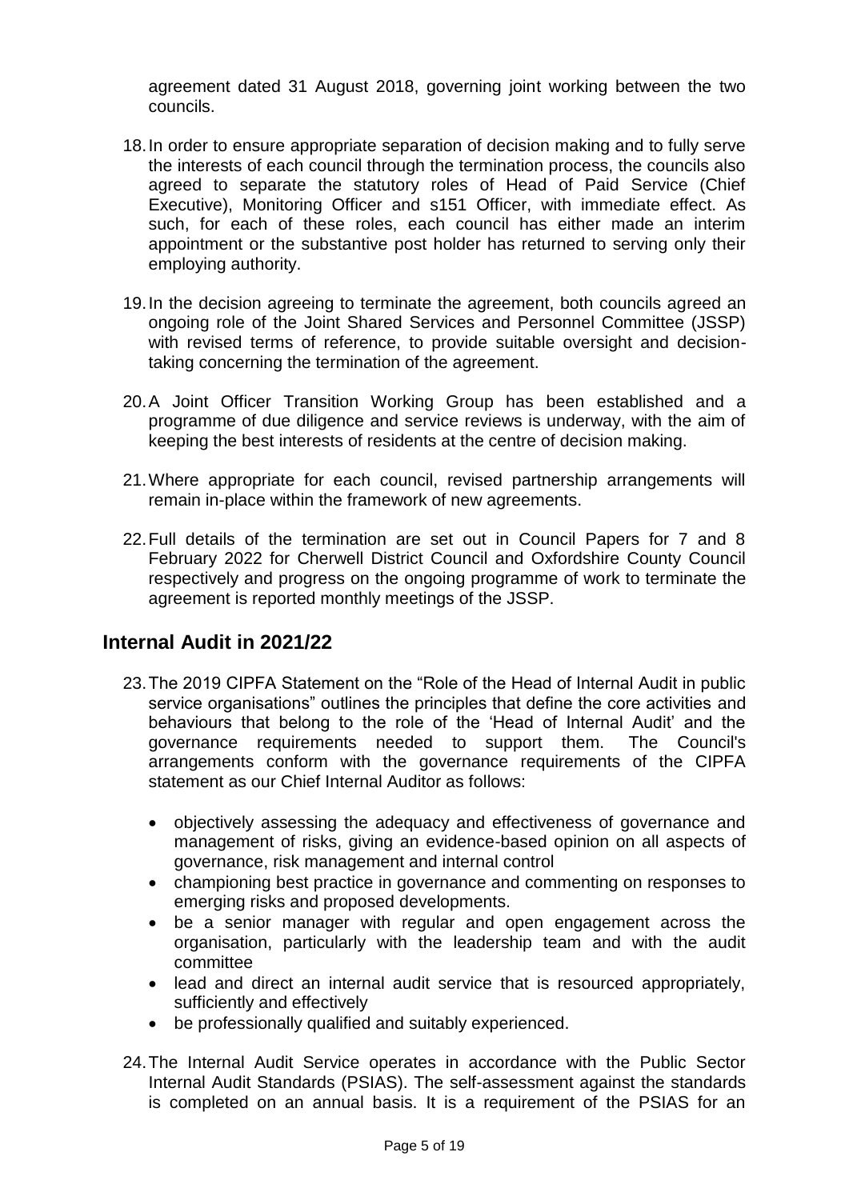agreement dated 31 August 2018, governing joint working between the two councils.

18. In order to ensure appropriate separation of decision making and to fully serve the interests of each council through the termination process, the councils also agreed to separate the statutory roles of Head of Paid Service (Chief Executive), Monitoring Officer and s151 Officer, with immediate effect. As such, for each of these roles, each council has either made an interim appointment or the substantive post holder has returned to serving only their employing authority.

19. In the decision agreeing to terminate the agreement, both councils agreed an ongoing role of the Joint Shared Services and Personnel Committee (JSSP) with revised terms of reference, to provide suitable oversight and decision-taking concerning the termination of the agreement.

20. A Joint Officer Transition Working Group has been established and a programme of due diligence and service reviews is underway, with the aim of keeping the best interests of residents at the centre of decision making.

21. Where appropriate for each council, revised partnership arrangements will remain in-place within the framework of new agreements.

22. Full details of the termination are set out in Council Papers for 7 and 8 February 2022 for Cherwell District Council and Oxfordshire County Council respectively and progress on the ongoing programme of work to terminate the agreement is reported monthly meetings of the JSSP.

## Internal Audit in 2021/22

23. The 2019 CIPFA Statement on the "Role of the Head of Internal Audit in public service organisations" outlines the principles that define the core activities and behaviours that belong to the role of the 'Head of Internal Audit' and the governance requirements needed to support them. The Council's arrangements conform with the governance requirements of the CIPFA statement as our Chief Internal Auditor as follows:

    - objectively assessing the adequacy and effectiveness of governance and management of risks, giving an evidence-based opinion on all aspects of governance, risk management and internal control
    - championing best practice in governance and commenting on responses to emerging risks and proposed developments.
    - be a senior manager with regular and open engagement across the organisation, particularly with the leadership team and with the audit committee
    - lead and direct an internal audit service that is resourced appropriately, sufficiently and effectively
    - be professionally qualified and suitably experienced.

24. The Internal Audit Service operates in accordance with the Public Sector Internal Audit Standards (PSIAS). The self-assessment against the standards is completed on an annual basis. It is a requirement of the PSIAS for an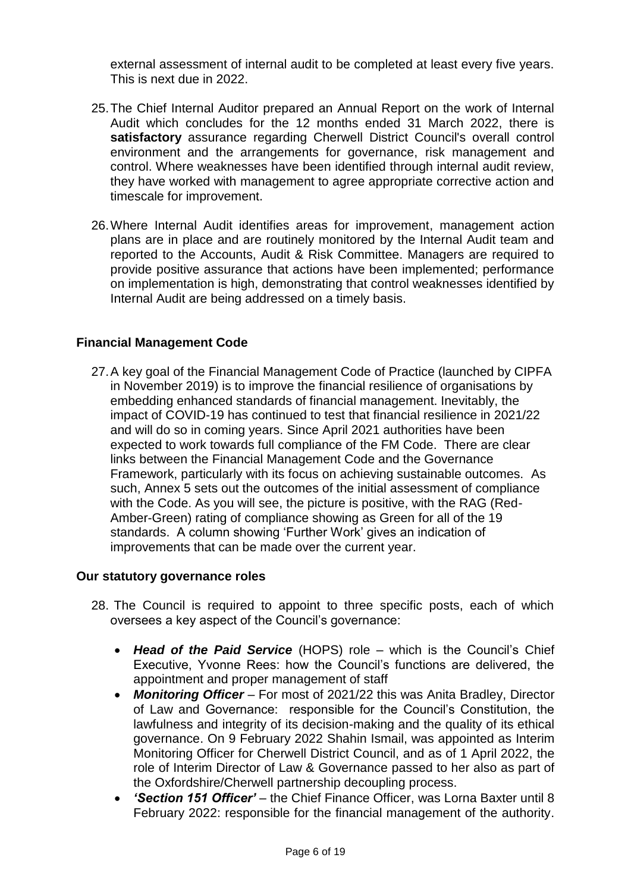external assessment of internal audit to be completed at least every five years. This is next due in 2022.

25. The Chief Internal Auditor prepared an Annual Report on the work of Internal Audit which concludes for the 12 months ended 31 March 2022, there is **satisfactory** assurance regarding Cherwell District Council's overall control environment and the arrangements for governance, risk management and control. Where weaknesses have been identified through internal audit review, they have worked with management to agree appropriate corrective action and timescale for improvement.

26. Where Internal Audit identifies areas for improvement, management action plans are in place and are routinely monitored by the Internal Audit team and reported to the Accounts, Audit & Risk Committee. Managers are required to provide positive assurance that actions have been implemented; performance on implementation is high, demonstrating that control weaknesses identified by Internal Audit are being addressed on a timely basis.

### Financial Management Code

27. A key goal of the Financial Management Code of Practice (launched by CIPFA in November 2019) is to improve the financial resilience of organisations by embedding enhanced standards of financial management. Inevitably, the impact of COVID-19 has continued to test that financial resilience in 2021/22 and will do so in coming years. Since April 2021 authorities have been expected to work towards full compliance of the FM Code. There are clear links between the Financial Management Code and the Governance Framework, particularly with its focus on achieving sustainable outcomes. As such, Annex 5 sets out the outcomes of the initial assessment of compliance with the Code. As you will see, the picture is positive, with the RAG (Red-Amber-Green) rating of compliance showing as Green for all of the 19 standards. A column showing 'Further Work' gives an indication of improvements that can be made over the current year.

### Our statutory governance roles

28. The Council is required to appoint to three specific posts, each of which oversees a key aspect of the Council's governance:

- ***Head of the Paid Service*** (HOPS) role – which is the Council's Chief Executive, Yvonne Rees: how the Council's functions are delivered, the appointment and proper management of staff
- ***Monitoring Officer*** – For most of 2021/22 this was Anita Bradley, Director of Law and Governance: responsible for the Council's Constitution, the lawfulness and integrity of its decision-making and the quality of its ethical governance. On 9 February 2022 Shahin Ismail, was appointed as Interim Monitoring Officer for Cherwell District Council, and as of 1 April 2022, the role of Interim Director of Law & Governance passed to her also as part of the Oxfordshire/Cherwell partnership decoupling process.
- ***'Section 151 Officer'*** – the Chief Finance Officer, was Lorna Baxter until 8 February 2022: responsible for the financial management of the authority.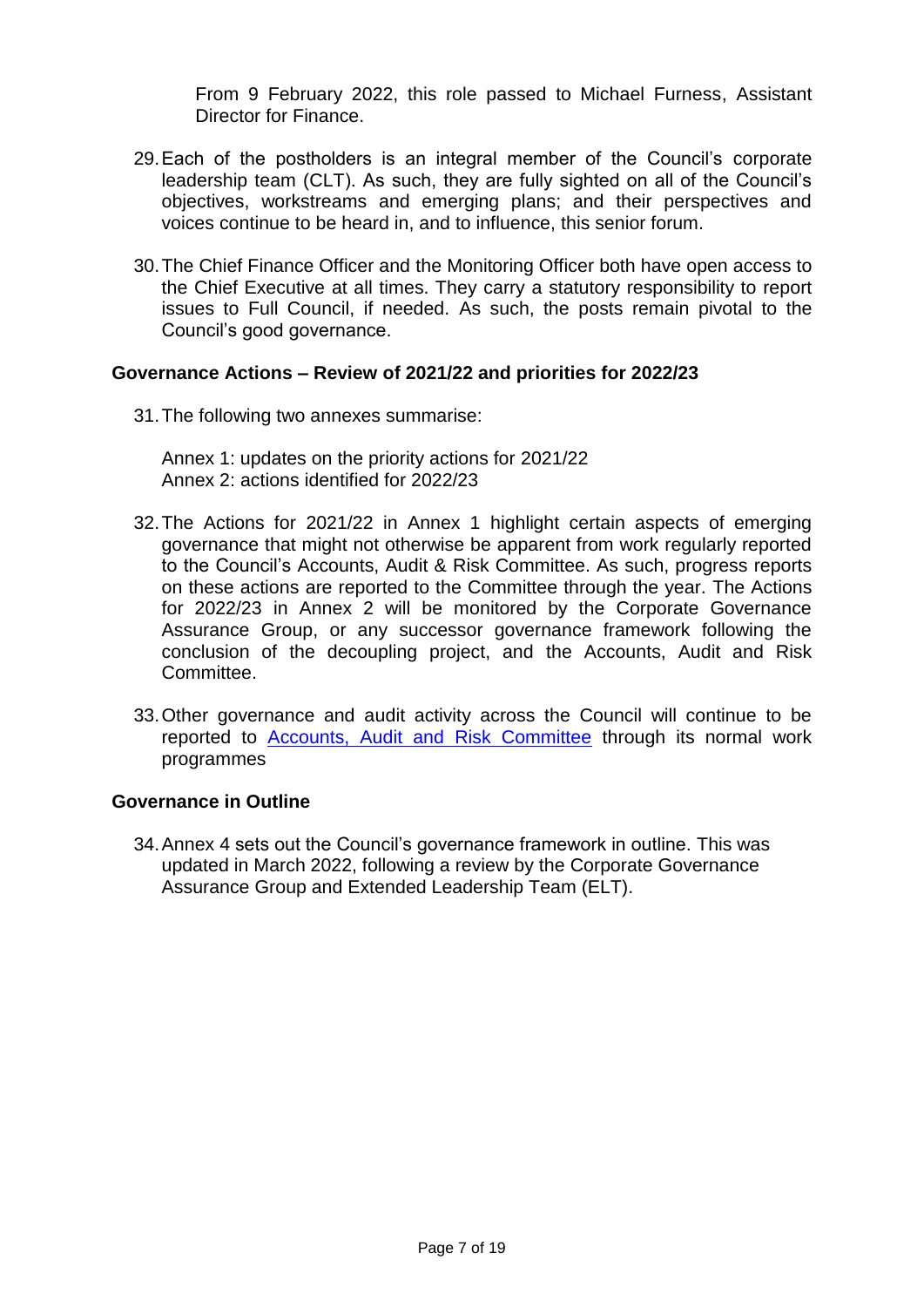From 9 February 2022, this role passed to Michael Furness, Assistant Director for Finance.

29. Each of the postholders is an integral member of the Council's corporate leadership team (CLT). As such, they are fully sighted on all of the Council's objectives, workstreams and emerging plans; and their perspectives and voices continue to be heard in, and to influence, this senior forum.

30. The Chief Finance Officer and the Monitoring Officer both have open access to the Chief Executive at all times. They carry a statutory responsibility to report issues to Full Council, if needed. As such, the posts remain pivotal to the Council's good governance.

### Governance Actions – Review of 2021/22 and priorities for 2022/23

31. The following two annexes summarise:

    Annex 1: updates on the priority actions for 2021/22
    Annex 2: actions identified for 2022/23

32. The Actions for 2021/22 in Annex 1 highlight certain aspects of emerging governance that might not otherwise be apparent from work regularly reported to the Council's Accounts, Audit & Risk Committee. As such, progress reports on these actions are reported to the Committee through the year. The Actions for 2022/23 in Annex 2 will be monitored by the Corporate Governance Assurance Group, or any successor governance framework following the conclusion of the decoupling project, and the Accounts, Audit and Risk Committee.

33. Other governance and audit activity across the Council will continue to be reported to Accounts, Audit and Risk Committee through its normal work programmes

### Governance in Outline

34. Annex 4 sets out the Council's governance framework in outline. This was updated in March 2022, following a review by the Corporate Governance Assurance Group and Extended Leadership Team (ELT).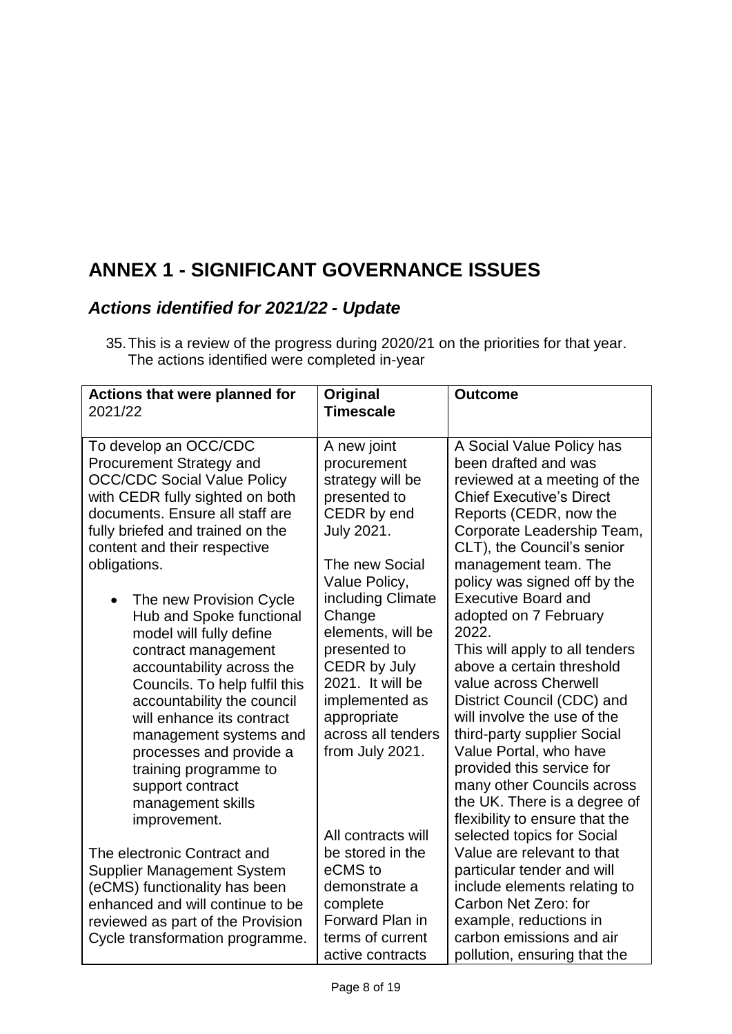# ANNEX 1 - SIGNIFICANT GOVERNANCE ISSUES

## *Actions identified for 2021/22 - Update*

35. This is a review of the progress during 2020/21 on the priorities for that year. The actions identified were completed in-year

| **Actions that were planned for** 2021/22 | **Original Timescale** | **Outcome** |
|---|---|---|
| To develop an OCC/CDC Procurement Strategy and OCC/CDC Social Value Policy with CEDR fully sighted on both documents. Ensure all staff are fully briefed and trained on the content and their respective obligations.<br><br>• The new Provision Cycle Hub and Spoke functional model will fully define contract management accountability across the Councils. To help fulfil this accountability the council will enhance its contract management systems and processes and provide a training programme to support contract management skills improvement.<br><br>The electronic Contract and Supplier Management System (eCMS) functionality has been enhanced and will continue to be reviewed as part of the Provision Cycle transformation programme. | A new joint procurement strategy will be presented to CEDR by end July 2021.<br><br>The new Social Value Policy, including Climate Change elements, will be presented to CEDR by July 2021. It will be implemented as appropriate across all tenders from July 2021.<br><br>All contracts will be stored in the eCMS to demonstrate a complete Forward Plan in terms of current active contracts | A Social Value Policy has been drafted and was reviewed at a meeting of the Chief Executive's Direct Reports (CEDR, now the Corporate Leadership Team, CLT), the Council's senior management team. The policy was signed off by the Executive Board and adopted on 7 February 2022.<br>This will apply to all tenders above a certain threshold value across Cherwell District Council (CDC) and will involve the use of the third-party supplier Social Value Portal, who have provided this service for many other Councils across the UK. There is a degree of flexibility to ensure that the selected topics for Social Value are relevant to that particular tender and will include elements relating to Carbon Net Zero: for example, reductions in carbon emissions and air pollution, ensuring that the |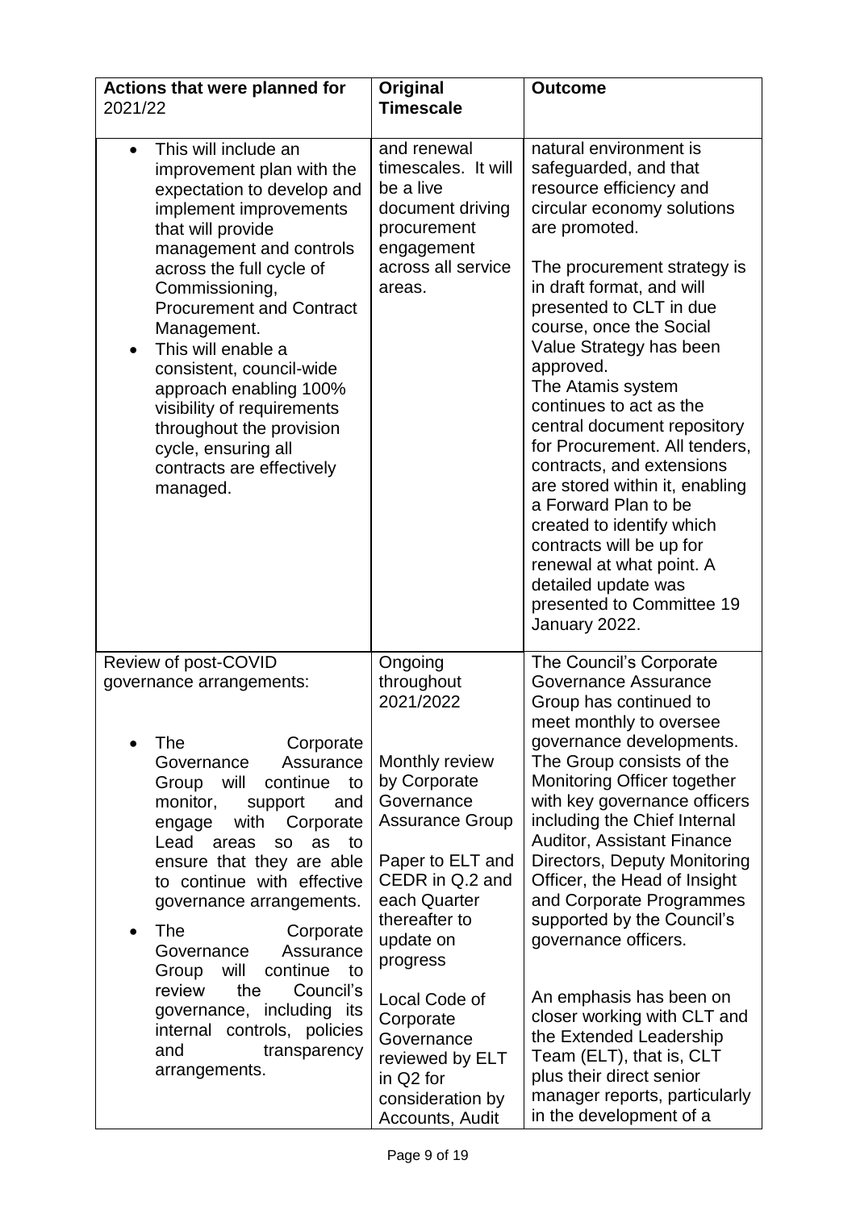| Actions that were planned for 2021/22 | Original Timescale | Outcome |
|---|---|---|
| • This will include an improvement plan with the expectation to develop and implement improvements that will provide management and controls across the full cycle of Commissioning, Procurement and Contract Management.<br>• This will enable a consistent, council-wide approach enabling 100% visibility of requirements throughout the provision cycle, ensuring all contracts are effectively managed. | and renewal timescales. It will be a live document driving procurement engagement across all service areas. | natural environment is safeguarded, and that resource efficiency and circular economy solutions are promoted.<br><br>The procurement strategy is in draft format, and will presented to CLT in due course, once the Social Value Strategy has been approved.<br>The Atamis system continues to act as the central document repository for Procurement. All tenders, contracts, and extensions are stored within it, enabling a Forward Plan to be created to identify which contracts will be up for renewal at what point. A detailed update was presented to Committee 19 January 2022. |
| Review of post-COVID governance arrangements:<br><br>• The Corporate Governance Assurance Group will continue to monitor, support and engage with Corporate Lead areas so as to ensure that they are able to continue with effective governance arrangements.<br>• The Corporate Governance Assurance Group will continue to review the Council's governance, including its internal controls, policies and transparency arrangements. | Ongoing throughout 2021/2022<br><br>Monthly review by Corporate Governance Assurance Group<br><br>Paper to ELT and CEDR in Q.2 and each Quarter thereafter to update on progress<br><br>Local Code of Corporate Governance reviewed by ELT in Q2 for consideration by Accounts, Audit | The Council's Corporate Governance Assurance Group has continued to meet monthly to oversee governance developments. The Group consists of the Monitoring Officer together with key governance officers including the Chief Internal Auditor, Assistant Finance Directors, Deputy Monitoring Officer, the Head of Insight and Corporate Programmes supported by the Council's governance officers.<br><br>An emphasis has been on closer working with CLT and the Extended Leadership Team (ELT), that is, CLT plus their direct senior manager reports, particularly in the development of a |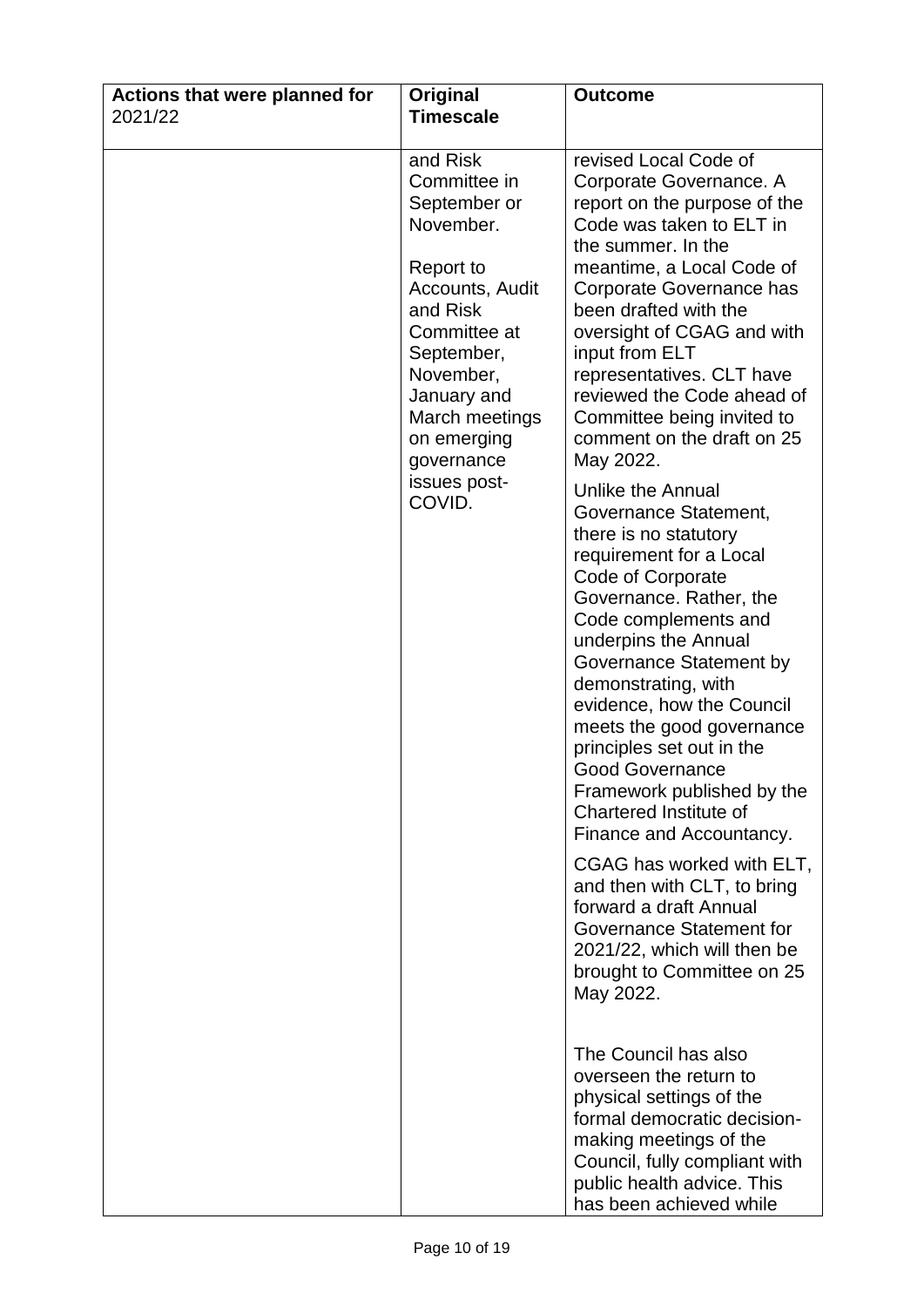| Actions that were planned for 2021/22 | Original Timescale | Outcome |
| --- | --- | --- |
| | and Risk Committee in September or November.<br><br>Report to Accounts, Audit and Risk Committee at September, November, January and March meetings on emerging governance issues post-COVID. | revised Local Code of Corporate Governance. A report on the purpose of the Code was taken to ELT in the summer. In the meantime, a Local Code of Corporate Governance has been drafted with the oversight of CGAG and with input from ELT representatives. CLT have reviewed the Code ahead of Committee being invited to comment on the draft on 25 May 2022.<br><br>Unlike the Annual Governance Statement, there is no statutory requirement for a Local Code of Corporate Governance. Rather, the Code complements and underpins the Annual Governance Statement by demonstrating, with evidence, how the Council meets the good governance principles set out in the Good Governance Framework published by the Chartered Institute of Finance and Accountancy.<br><br>CGAG has worked with ELT, and then with CLT, to bring forward a draft Annual Governance Statement for 2021/22, which will then be brought to Committee on 25 May 2022.<br><br>The Council has also overseen the return to physical settings of the formal democratic decision-making meetings of the Council, fully compliant with public health advice. This has been achieved while |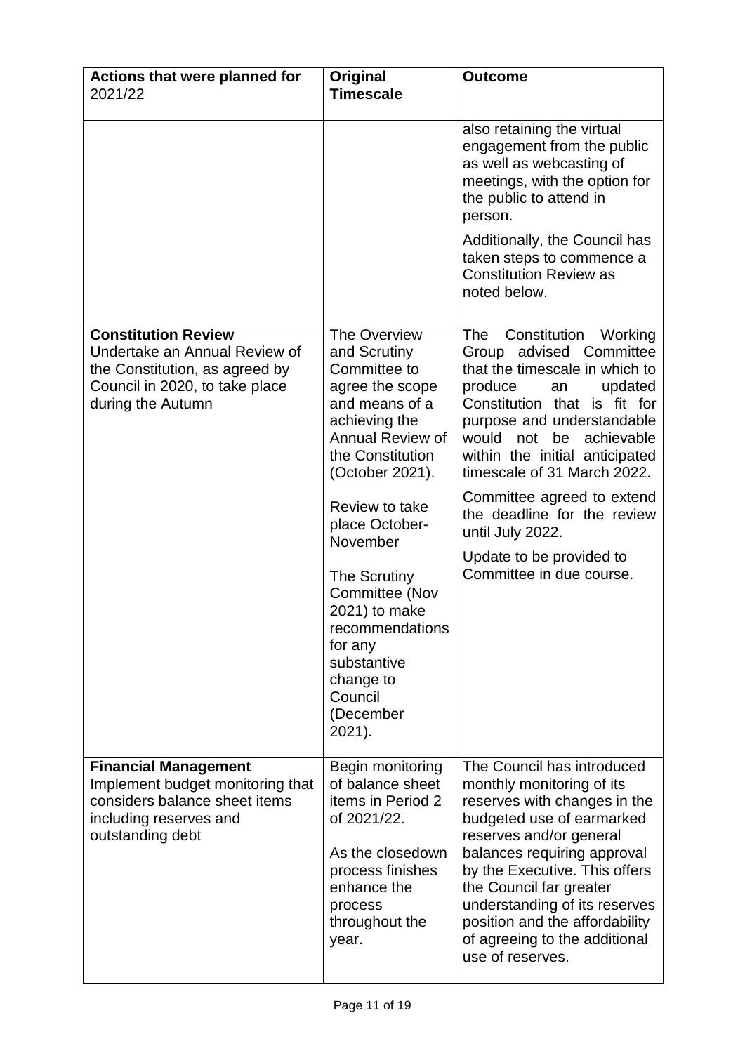| Actions that were planned for 2021/22 | Original Timescale | Outcome |
|---|---|---|
| | | also retaining the virtual engagement from the public as well as webcasting of meetings, with the option for the public to attend in person.<br><br>Additionally, the Council has taken steps to commence a Constitution Review as noted below. |
| **Constitution Review**<br>Undertake an Annual Review of the Constitution, as agreed by Council in 2020, to take place during the Autumn | The Overview and Scrutiny Committee to agree the scope and means of a achieving the Annual Review of the Constitution (October 2021).<br><br>Review to take place October-November<br><br>The Scrutiny Committee (Nov 2021) to make recommendations for any substantive change to Council (December 2021). | The Constitution Working Group advised Committee that the timescale in which to produce an updated Constitution that is fit for purpose and understandable would not be achievable within the initial anticipated timescale of 31 March 2022.<br><br>Committee agreed to extend the deadline for the review until July 2022.<br><br>Update to be provided to Committee in due course. |
| **Financial Management**<br>Implement budget monitoring that considers balance sheet items including reserves and outstanding debt | Begin monitoring of balance sheet items in Period 2 of 2021/22.<br><br>As the closedown process finishes enhance the process throughout the year. | The Council has introduced monthly monitoring of its reserves with changes in the budgeted use of earmarked reserves and/or general balances requiring approval by the Executive. This offers the Council far greater understanding of its reserves position and the affordability of agreeing to the additional use of reserves. |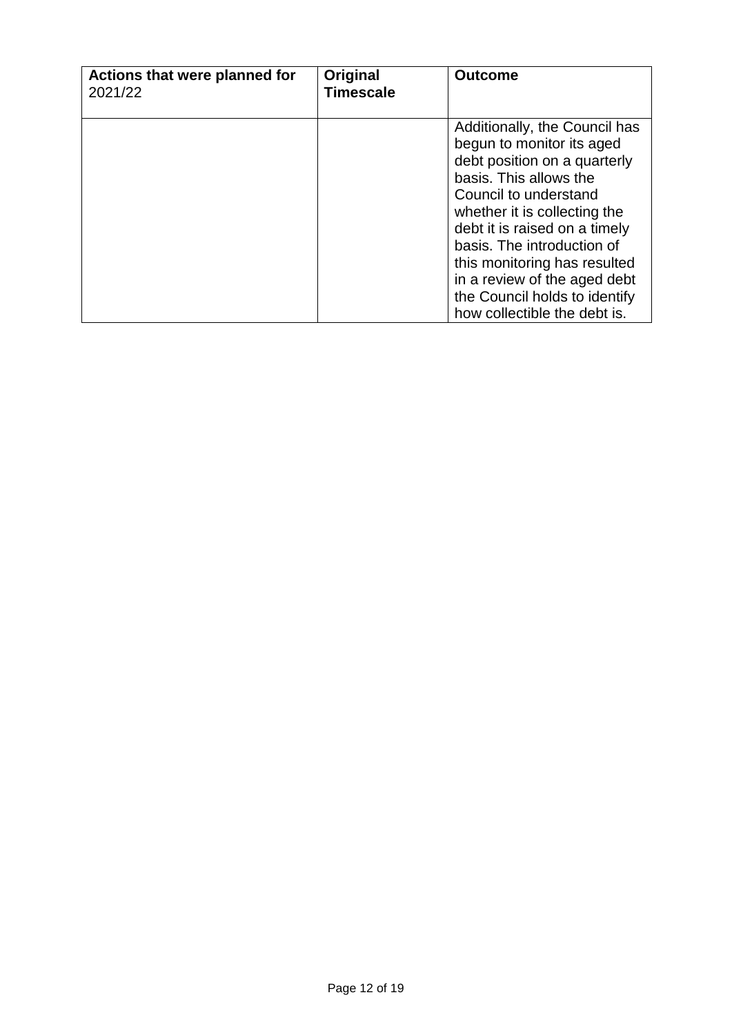| **Actions that were planned for** 2021/22 | **Original Timescale** | **Outcome** |
|---|---|---|
| | | Additionally, the Council has begun to monitor its aged debt position on a quarterly basis. This allows the Council to understand whether it is collecting the debt it is raised on a timely basis. The introduction of this monitoring has resulted in a review of the aged debt the Council holds to identify how collectible the debt is. |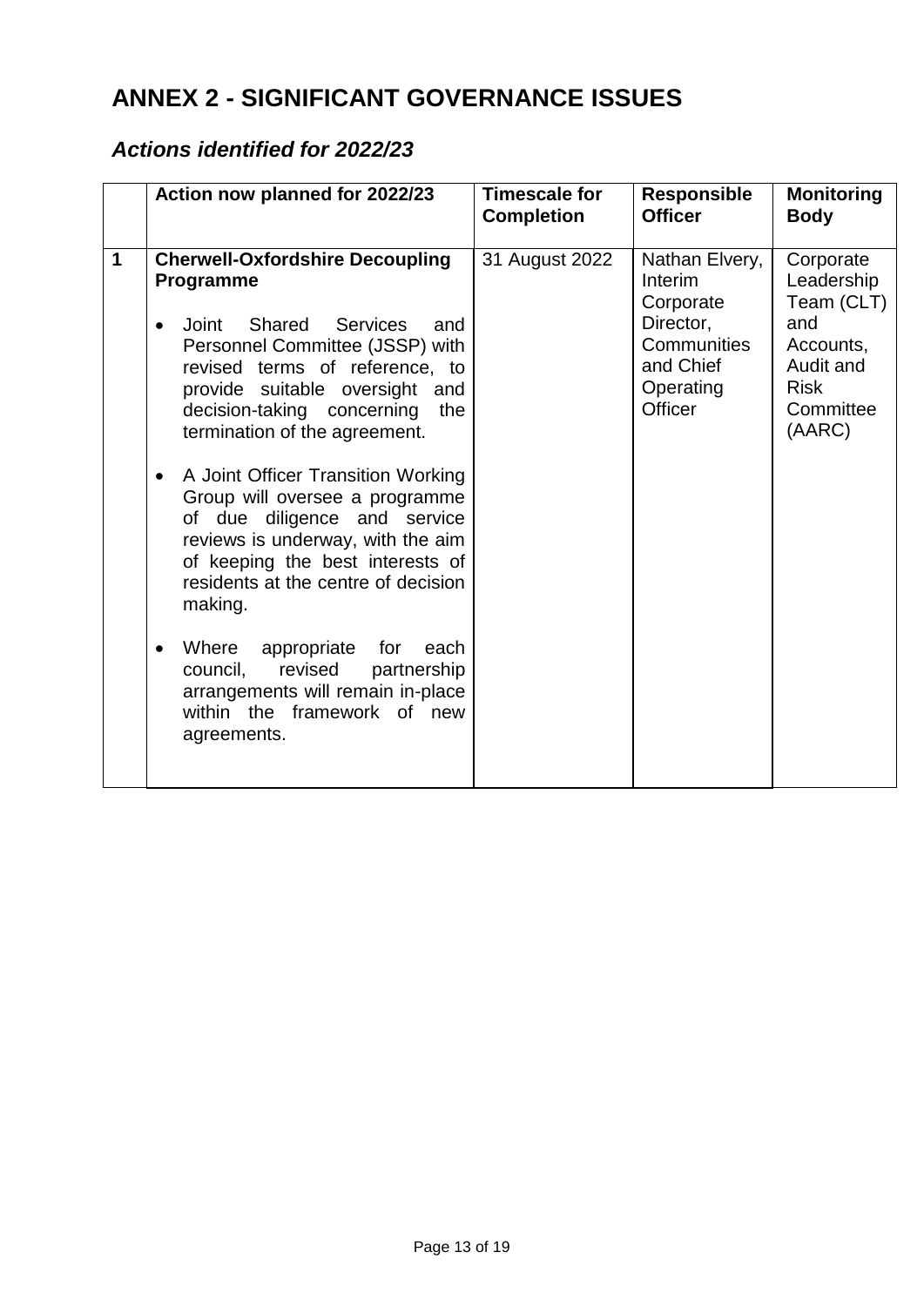# ANNEX 2 - SIGNIFICANT GOVERNANCE ISSUES

## *Actions identified for 2022/23*

| | Action now planned for 2022/23 | Timescale for Completion | Responsible Officer | Monitoring Body |
|---|---|---|---|---|
| **1** | **Cherwell-Oxfordshire Decoupling Programme**<br><br>• Joint Shared Services and Personnel Committee (JSSP) with revised terms of reference, to provide suitable oversight and decision-taking concerning the termination of the agreement.<br><br>• A Joint Officer Transition Working Group will oversee a programme of due diligence and service reviews is underway, with the aim of keeping the best interests of residents at the centre of decision making.<br><br>• Where appropriate for each council, revised partnership arrangements will remain in-place within the framework of new agreements. | 31 August 2022 | Nathan Elvery, Interim Corporate Director, Communities and Chief Operating Officer | Corporate Leadership Team (CLT) and Accounts, Audit and Risk Committee (AARC) |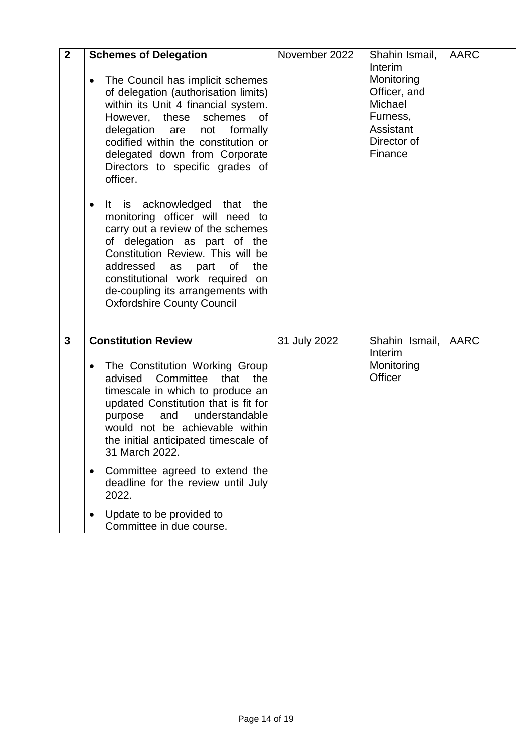| 2 | **Schemes of Delegation**<br><br>• The Council has implicit schemes of delegation (authorisation limits) within its Unit 4 financial system. However, these schemes of delegation are not formally codified within the constitution or delegated down from Corporate Directors to specific grades of officer.<br><br>• It is acknowledged that the monitoring officer will need to carry out a review of the schemes of delegation as part of the Constitution Review. This will be addressed as part of the constitutional work required on de-coupling its arrangements with Oxfordshire County Council | November 2022 | Shahin Ismail, Interim Monitoring Officer, and Michael Furness, Assistant Director of Finance | AARC |
|---|---|---|---|---|
| 3 | **Constitution Review**<br><br>• The Constitution Working Group advised Committee that the timescale in which to produce an updated Constitution that is fit for purpose and understandable would not be achievable within the initial anticipated timescale of 31 March 2022.<br><br>• Committee agreed to extend the deadline for the review until July 2022.<br><br>• Update to be provided to Committee in due course. | 31 July 2022 | Shahin Ismail, Interim Monitoring Officer | AARC |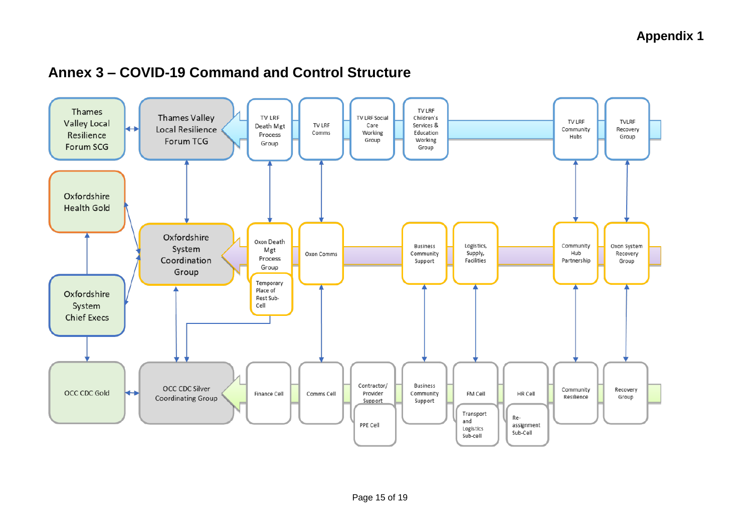**Appendix 1**

## Annex 3 – COVID-19 Command and Control Structure

Thames Valley Local Resilience Forum SCG

Thames Valley Local Resilience Forum TCG

TV LRF Death Mgt Process Group

TV LRF Comms

TV LRF Social Care Working Group

TV LRF Children's Services & Education Working Group

TV LRF Community Hubs

TVLRF Recovery Group

Oxfordshire Health Gold

Oxfordshire System Coordination Group

Oxon Death Mgt Process Group

Temporary Place of Rest Sub-Cell

Oxon Comms

Business Community Support

Logistics, Supply, Facilities

Community Hub Partnership

Oxon System Recovery Group

Oxfordshire System Chief Execs

OCC CDC Gold

OCC CDC Silver Coordinating Group

Finance Cell

Comms Cell

Contractor/ Provider Support

PPE Cell

Business Community Support

FM Cell

Transport and Logistics Sub-cell

HR Cell

Re-assignment Sub-Cell

Community Resilience

Recovery Group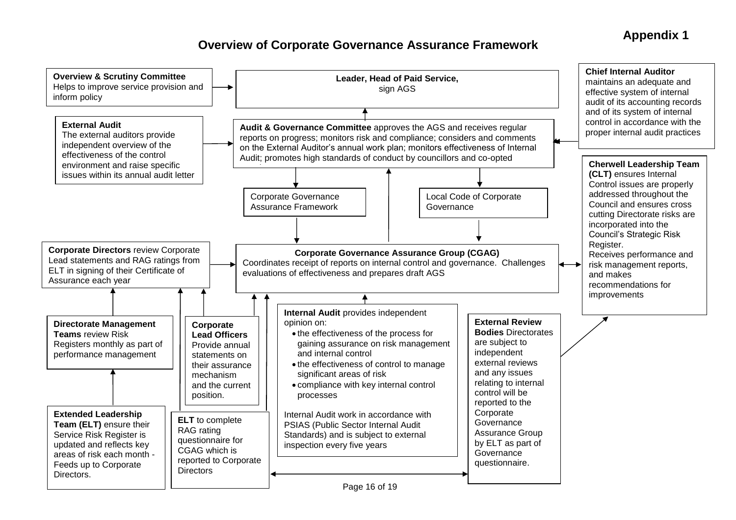**Appendix 1**

# Overview of Corporate Governance Assurance Framework

**Overview & Scrutiny Committee**
Helps to improve service provision and inform policy

**Leader, Head of Paid Service,**
sign AGS

**Chief Internal Auditor**
maintains an adequate and effective system of internal audit of its accounting records and of its system of internal control in accordance with the proper internal audit practices

**External Audit**
The external auditors provide independent overview of the effectiveness of the control environment and raise specific issues within its annual audit letter

**Audit & Governance Committee** approves the AGS and receives regular reports on progress; monitors risk and compliance; considers and comments on the External Auditor's annual work plan; monitors effectiveness of Internal Audit; promotes high standards of conduct by councillors and co-opted

**Cherwell Leadership Team (CLT)** ensures Internal Control issues are properly addressed throughout the Council and ensures cross cutting Directorate risks are incorporated into the Council's Strategic Risk Register.
Receives performance and risk management reports, and makes recommendations for improvements

Corporate Governance Assurance Framework

Local Code of Corporate Governance

**Corporate Directors** review Corporate Lead statements and RAG ratings from ELT in signing of their Certificate of Assurance each year

**Corporate Governance Assurance Group (CGAG)**
Coordinates receipt of reports on internal control and governance. Challenges evaluations of effectiveness and prepares draft AGS

**Directorate Management Teams** review Risk Registers monthly as part of performance management

**Corporate Lead Officers** Provide annual statements on their assurance mechanism and the current position.

**Internal Audit** provides independent opinion on:

- the effectiveness of the process for gaining assurance on risk management and internal control
- the effectiveness of control to manage significant areas of risk
- compliance with key internal control processes

Internal Audit work in accordance with PSIAS (Public Sector Internal Audit Standards) and is subject to external inspection every five years

**External Review Bodies** Directorates are subject to independent external reviews and any issues relating to internal control will be reported to the Corporate Governance Assurance Group by ELT as part of Governance questionnaire.

**Extended Leadership Team (ELT)** ensure their Service Risk Register is updated and reflects key areas of risk each month - Feeds up to Corporate Directors.

**ELT** to complete RAG rating questionnaire for CGAG which is reported to Corporate Directors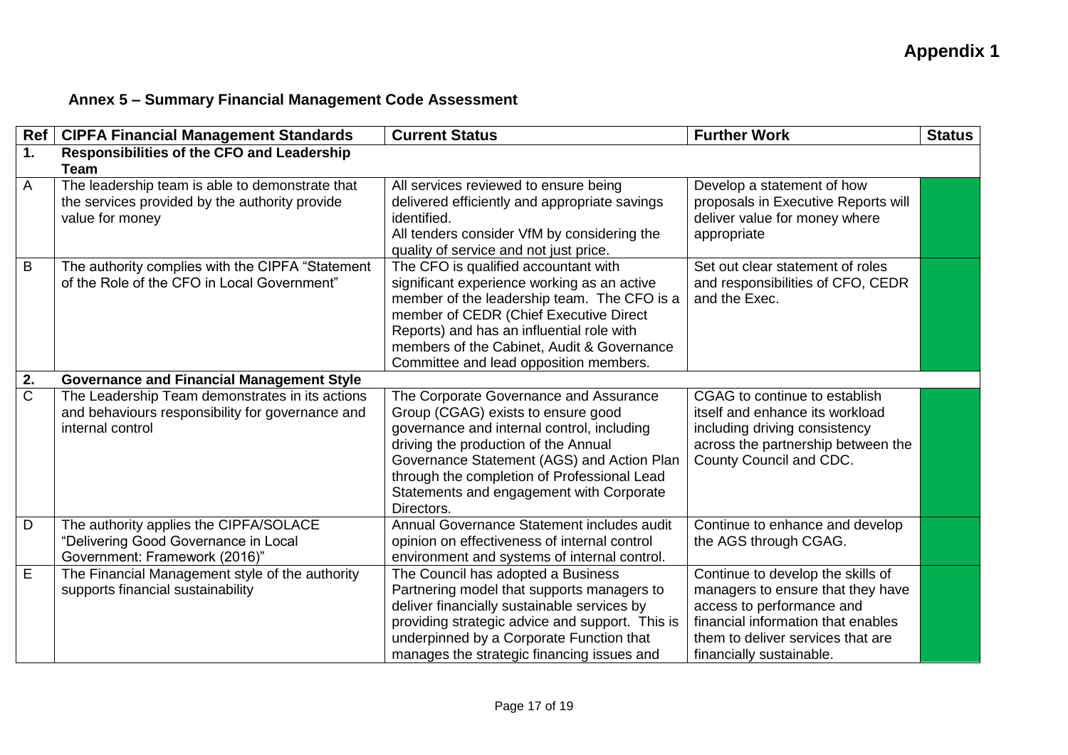**Appendix 1**

## Annex 5 – Summary Financial Management Code Assessment

| Ref | CIPFA Financial Management Standards | Current Status | Further Work | Status |
|---|---|---|---|---|
| **1.** | **Responsibilities of the CFO and Leadership Team** | | | |
| A | The leadership team is able to demonstrate that the services provided by the authority provide value for money | All services reviewed to ensure being delivered efficiently and appropriate savings identified.<br>All tenders consider VfM by considering the quality of service and not just price. | Develop a statement of how proposals in Executive Reports will deliver value for money where appropriate | |
| B | The authority complies with the CIPFA "Statement of the Role of the CFO in Local Government" | The CFO is qualified accountant with significant experience working as an active member of the leadership team. The CFO is a member of CEDR (Chief Executive Direct Reports) and has an influential role with members of the Cabinet, Audit & Governance Committee and lead opposition members. | Set out clear statement of roles and responsibilities of CFO, CEDR and the Exec. | |
| **2.** | **Governance and Financial Management Style** | | | |
| C | The Leadership Team demonstrates in its actions and behaviours responsibility for governance and internal control | The Corporate Governance and Assurance Group (CGAG) exists to ensure good governance and internal control, including driving the production of the Annual Governance Statement (AGS) and Action Plan through the completion of Professional Lead Statements and engagement with Corporate Directors. | CGAG to continue to establish itself and enhance its workload including driving consistency across the partnership between the County Council and CDC. | |
| D | The authority applies the CIPFA/SOLACE "Delivering Good Governance in Local Government: Framework (2016)" | Annual Governance Statement includes audit opinion on effectiveness of internal control environment and systems of internal control. | Continue to enhance and develop the AGS through CGAG. | |
| E | The Financial Management style of the authority supports financial sustainability | The Council has adopted a Business Partnering model that supports managers to deliver financially sustainable services by providing strategic advice and support. This is underpinned by a Corporate Function that manages the strategic financing issues and | Continue to develop the skills of managers to ensure that they have access to performance and financial information that enables them to deliver services that are financially sustainable. | |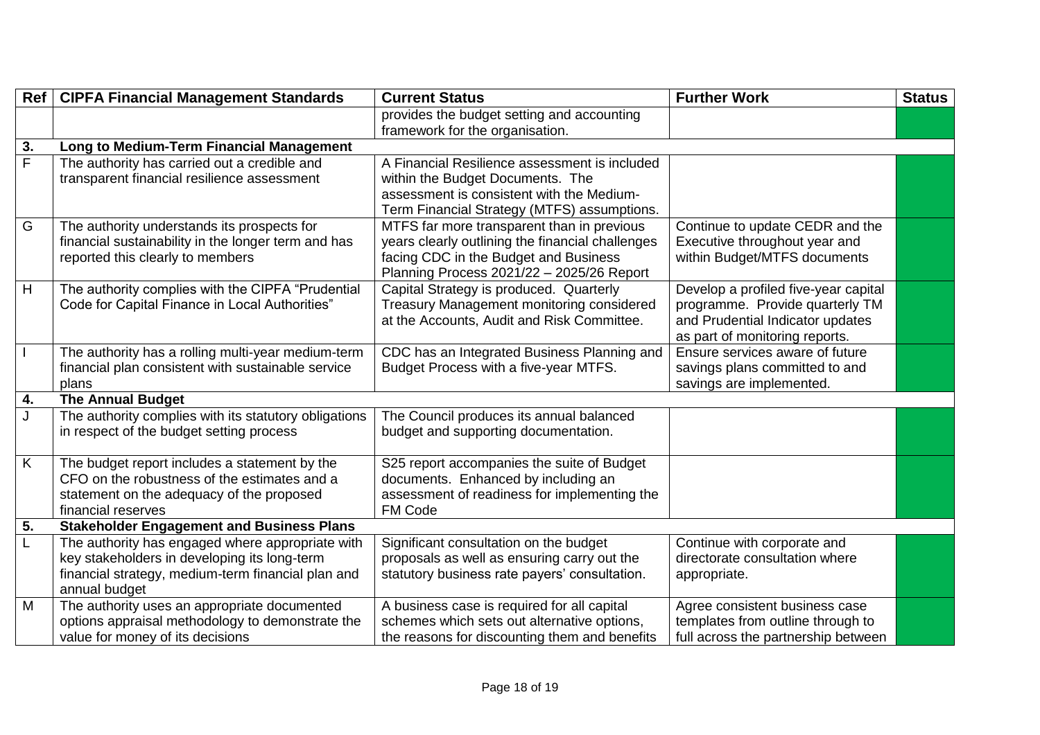| Ref | CIPFA Financial Management Standards | Current Status | Further Work | Status |
|---|---|---|---|---|
| | | provides the budget setting and accounting framework for the organisation. | | |
| **3.** | **Long to Medium-Term Financial Management** | | | |
| F | The authority has carried out a credible and transparent financial resilience assessment | A Financial Resilience assessment is included within the Budget Documents. The assessment is consistent with the Medium-Term Financial Strategy (MTFS) assumptions. | | |
| G | The authority understands its prospects for financial sustainability in the longer term and has reported this clearly to members | MTFS far more transparent than in previous years clearly outlining the financial challenges facing CDC in the Budget and Business Planning Process 2021/22 – 2025/26 Report | Continue to update CEDR and the Executive throughout year and within Budget/MTFS documents | |
| H | The authority complies with the CIPFA "Prudential Code for Capital Finance in Local Authorities" | Capital Strategy is produced. Quarterly Treasury Management monitoring considered at the Accounts, Audit and Risk Committee. | Develop a profiled five-year capital programme. Provide quarterly TM and Prudential Indicator updates as part of monitoring reports. | |
| I | The authority has a rolling multi-year medium-term financial plan consistent with sustainable service plans | CDC has an Integrated Business Planning and Budget Process with a five-year MTFS. | Ensure services aware of future savings plans committed to and savings are implemented. | |
| **4.** | **The Annual Budget** | | | |
| J | The authority complies with its statutory obligations in respect of the budget setting process | The Council produces its annual balanced budget and supporting documentation. | | |
| K | The budget report includes a statement by the CFO on the robustness of the estimates and a statement on the adequacy of the proposed financial reserves | S25 report accompanies the suite of Budget documents. Enhanced by including an assessment of readiness for implementing the FM Code | | |
| **5.** | **Stakeholder Engagement and Business Plans** | | | |
| L | The authority has engaged where appropriate with key stakeholders in developing its long-term financial strategy, medium-term financial plan and annual budget | Significant consultation on the budget proposals as well as ensuring carry out the statutory business rate payers' consultation. | Continue with corporate and directorate consultation where appropriate. | |
| M | The authority uses an appropriate documented options appraisal methodology to demonstrate the value for money of its decisions | A business case is required for all capital schemes which sets out alternative options, the reasons for discounting them and benefits | Agree consistent business case templates from outline through to full across the partnership between | |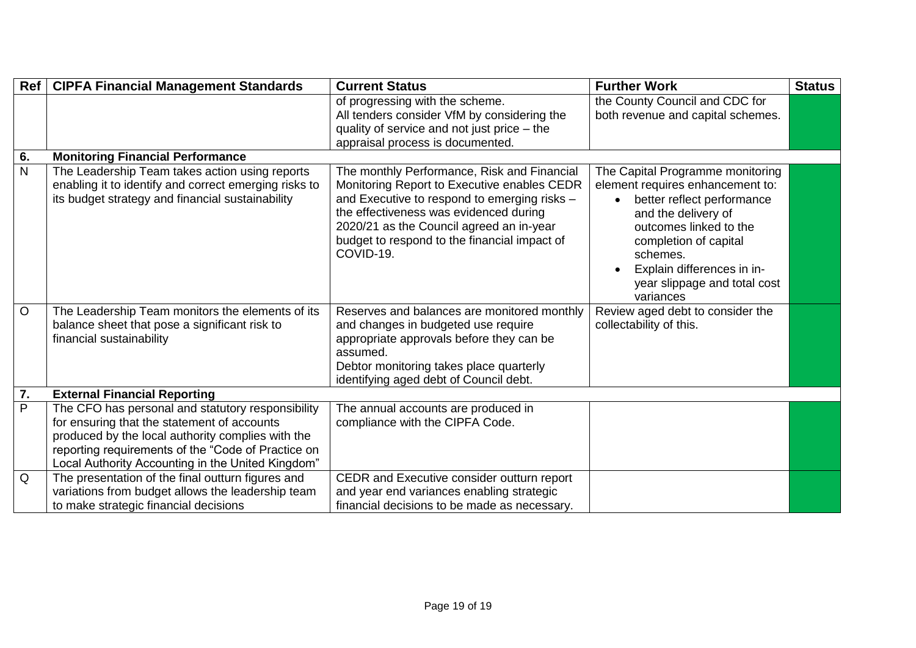| Ref | CIPFA Financial Management Standards | Current Status | Further Work | Status |
|---|---|---|---|---|
| | | of progressing with the scheme.<br>All tenders consider VfM by considering the quality of service and not just price – the appraisal process is documented. | the County Council and CDC for both revenue and capital schemes. | |
| **6.** | **Monitoring Financial Performance** | | | |
| N | The Leadership Team takes action using reports enabling it to identify and correct emerging risks to its budget strategy and financial sustainability | The monthly Performance, Risk and Financial Monitoring Report to Executive enables CEDR and Executive to respond to emerging risks – the effectiveness was evidenced during 2020/21 as the Council agreed an in-year budget to respond to the financial impact of COVID-19. | The Capital Programme monitoring element requires enhancement to:<br>• better reflect performance and the delivery of outcomes linked to the completion of capital schemes.<br>• Explain differences in in-year slippage and total cost variances | |
| O | The Leadership Team monitors the elements of its balance sheet that pose a significant risk to financial sustainability | Reserves and balances are monitored monthly and changes in budgeted use require appropriate approvals before they can be assumed.<br>Debtor monitoring takes place quarterly identifying aged debt of Council debt. | Review aged debt to consider the collectability of this. | |
| **7.** | **External Financial Reporting** | | | |
| P | The CFO has personal and statutory responsibility for ensuring that the statement of accounts produced by the local authority complies with the reporting requirements of the "Code of Practice on Local Authority Accounting in the United Kingdom" | The annual accounts are produced in compliance with the CIPFA Code. | | |
| Q | The presentation of the final outturn figures and variations from budget allows the leadership team to make strategic financial decisions | CEDR and Executive consider outturn report and year end variances enabling strategic financial decisions to be made as necessary. | | |